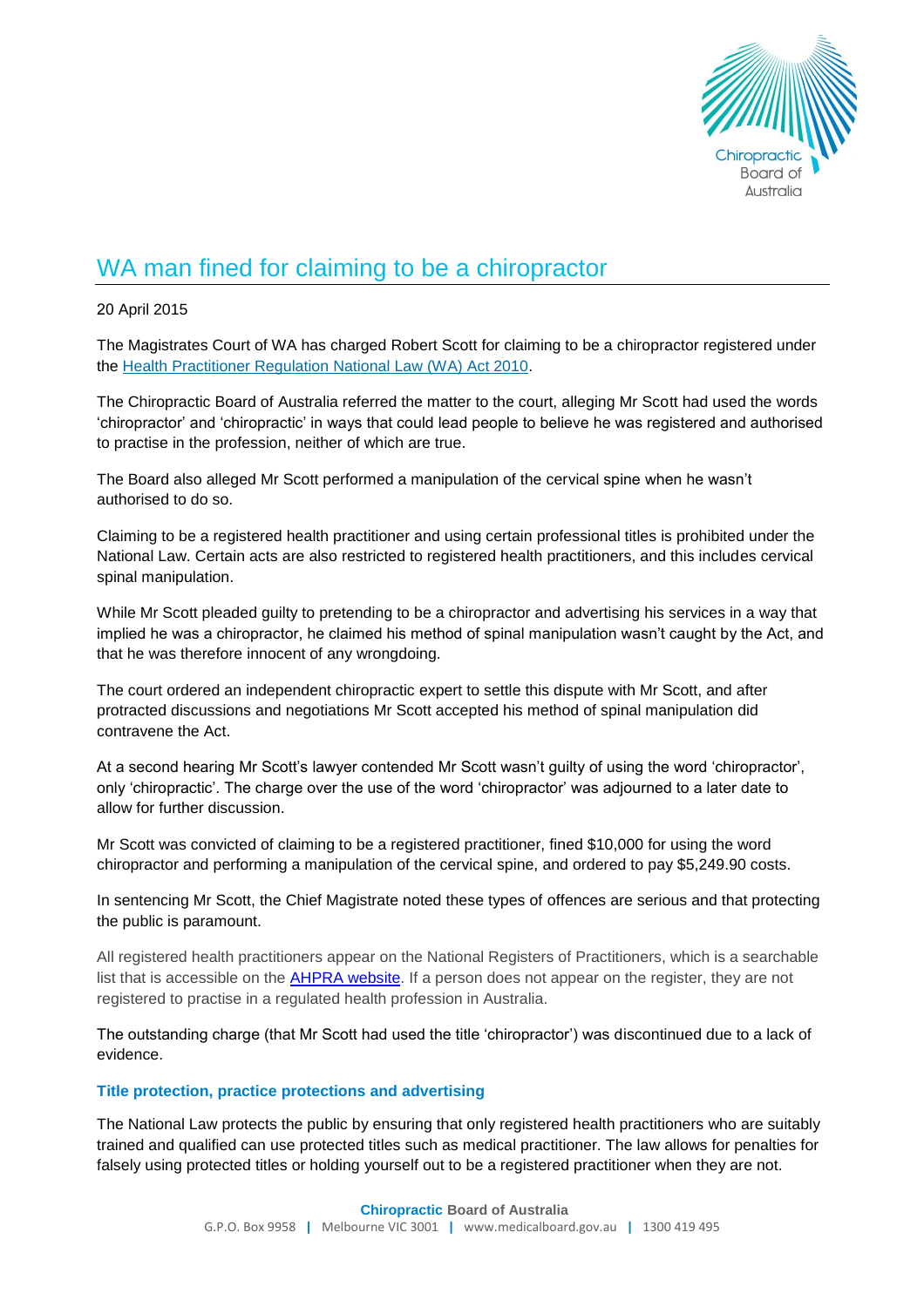# WA man fined for claiming to be a chiropractor

20 April 2015

The Magistrates Court of WA has charged Robert Scott for claiming to be a chiropractor registered under the [Health Practitioner Regulation National Law (WA) Act 2010](Health Practitioner Regulation National Law (WA) Act 2010).

The Chiropractic Board of Australia referred the matter to the court, alleging Mr Scott had used the words 'chiropractor' and 'chiropractic' in ways that could lead people to believe he was registered and authorised to practise in the profession, neither of which are true.

The Board also alleged Mr Scott performed a manipulation of the cervical spine when he wasn't authorised to do so.

Claiming to be a registered health practitioner and using certain professional titles is prohibited under the National Law. Certain acts are also restricted to registered health practitioners, and this includes cervical spinal manipulation.

While Mr Scott pleaded guilty to pretending to be a chiropractor and advertising his services in a way that implied he was a chiropractor, he claimed his method of spinal manipulation wasn't caught by the Act, and that he was therefore innocent of any wrongdoing.

The court ordered an independent chiropractic expert to settle this dispute with Mr Scott, and after protracted discussions and negotiations Mr Scott accepted his method of spinal manipulation did contravene the Act.

At a second hearing Mr Scott's lawyer contended Mr Scott wasn't guilty of using the word 'chiropractor', only 'chiropractic'. The charge over the use of the word 'chiropractor' was adjourned to a later date to allow for further discussion.

Mr Scott was convicted of claiming to be a registered practitioner, fined $10,000 for using the word chiropractor and performing a manipulation of the cervical spine, and ordered to pay $5,249.90 costs.

In sentencing Mr Scott, the Chief Magistrate noted these types of offences are serious and that protecting the public is paramount.

All registered health practitioners appear on the National Registers of Practitioners, which is a searchable list that is accessible on the [AHPRA website](AHPRA website). If a person does not appear on the register, they are not registered to practise in a regulated health profession in Australia.

The outstanding charge (that Mr Scott had used the title 'chiropractor') was discontinued due to a lack of evidence.

### Title protection, practice protections and advertising

The National Law protects the public by ensuring that only registered health practitioners who are suitably trained and qualified can use protected titles such as medical practitioner. The law allows for penalties for falsely using protected titles or holding yourself out to be a registered practitioner when they are not.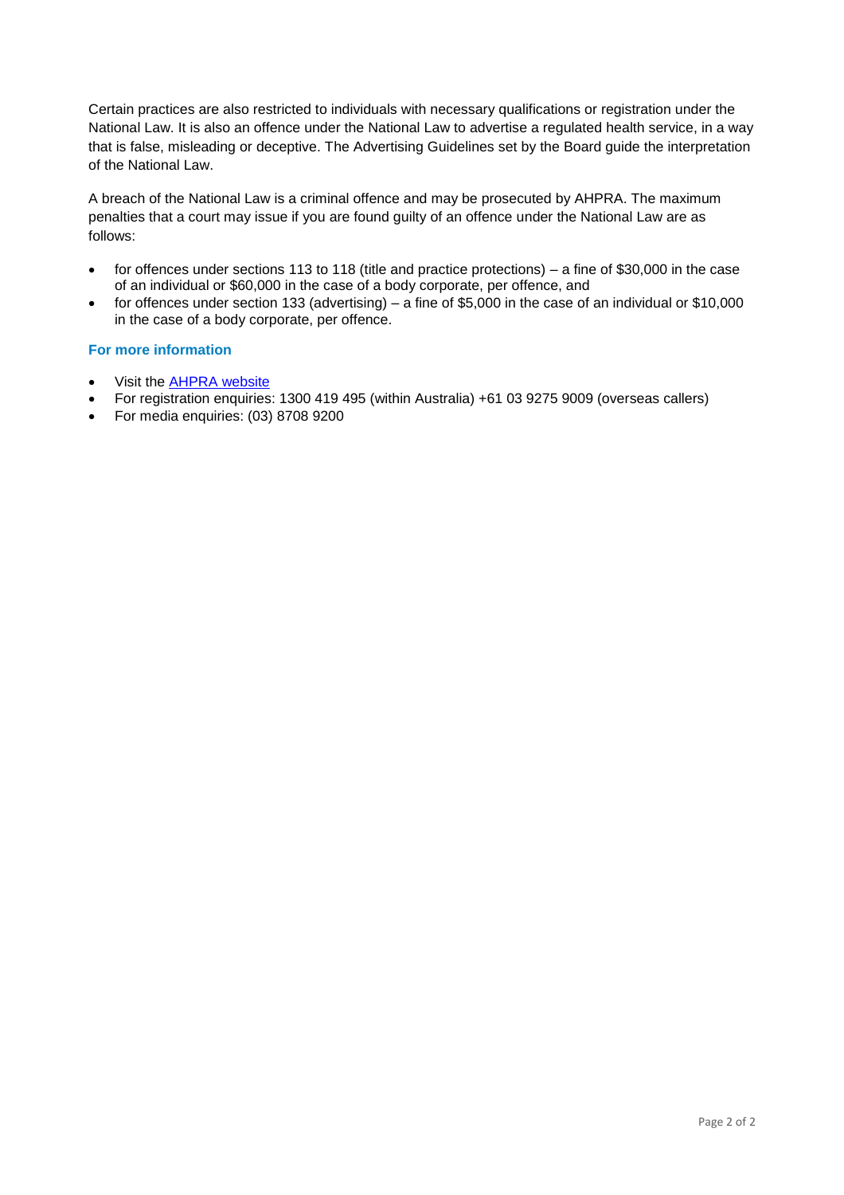Certain practices are also restricted to individuals with necessary qualifications or registration under the National Law. It is also an offence under the National Law to advertise a regulated health service, in a way that is false, misleading or deceptive. The Advertising Guidelines set by the Board guide the interpretation of the National Law.

A breach of the National Law is a criminal offence and may be prosecuted by AHPRA. The maximum penalties that a court may issue if you are found guilty of an offence under the National Law are as follows:

- for offences under sections 113 to 118 (title and practice protections) – a fine of $30,000 in the case of an individual or $60,000 in the case of a body corporate, per offence, and
- for offences under section 133 (advertising) – a fine of $5,000 in the case of an individual or $10,000 in the case of a body corporate, per offence.

### For more information

- Visit the AHPRA website
- For registration enquiries: 1300 419 495 (within Australia) +61 03 9275 9009 (overseas callers)
- For media enquiries: (03) 8708 9200